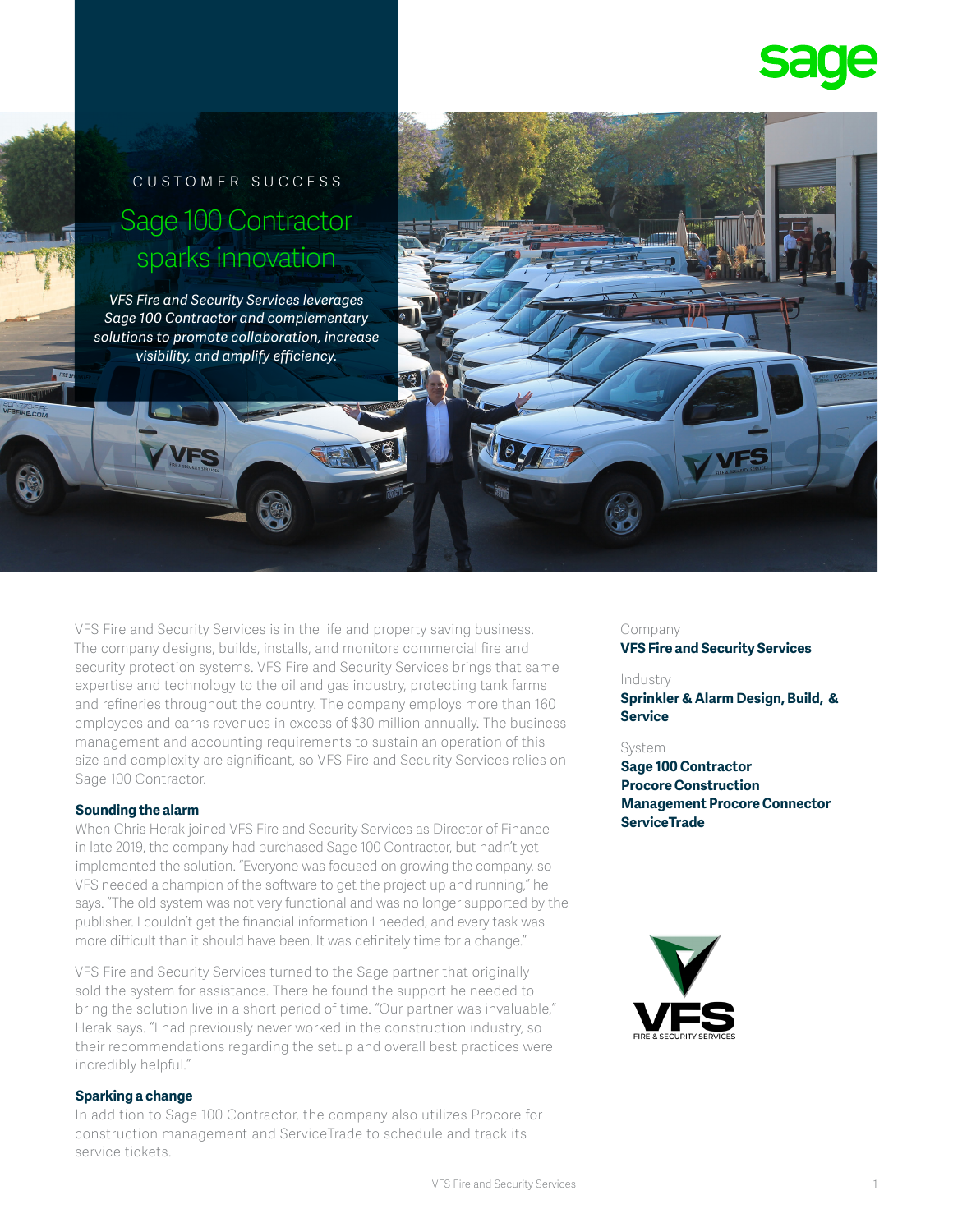CUSTOMER SUCCESS

# Sage 100 Contractor sparks innovation

*VFS Fire and Security Services leverages Sage 100 Contractor and complementary solutions to promote collaboration, increase visibility, and amplify efficiency.*

VFS Fire and Security Services is in the life and property saving business. The company designs, builds, installs, and monitors commercial fire and security protection systems. VFS Fire and Security Services brings that same expertise and technology to the oil and gas industry, protecting tank farms and refineries throughout the country. The company employs more than 160 employees and earns revenues in excess of $30 million annually. The business management and accounting requirements to sustain an operation of this size and complexity are significant, so VFS Fire and Security Services relies on Sage 100 Contractor.

### Sounding the alarm

When Chris Herak joined VFS Fire and Security Services as Director of Finance in late 2019, the company had purchased Sage 100 Contractor, but hadn't yet implemented the solution. "Everyone was focused on growing the company, so VFS needed a champion of the software to get the project up and running," he says. "The old system was not very functional and was no longer supported by the publisher. I couldn't get the financial information I needed, and every task was more difficult than it should have been. It was definitely time for a change."

VFS Fire and Security Services turned to the Sage partner that originally sold the system for assistance. There he found the support he needed to bring the solution live in a short period of time. "Our partner was invaluable," Herak says. "I had previously never worked in the construction industry, so their recommendations regarding the setup and overall best practices were incredibly helpful."

### Sparking a change

In addition to Sage 100 Contractor, the company also utilizes Procore for construction management and ServiceTrade to schedule and track its service tickets.

Company
**VFS Fire and Security Services**

Industry
**Sprinkler & Alarm Design, Build, & Service**

System
**Sage 100 Contractor**
**Procore Construction**
**Management Procore Connector**
**ServiceTrade**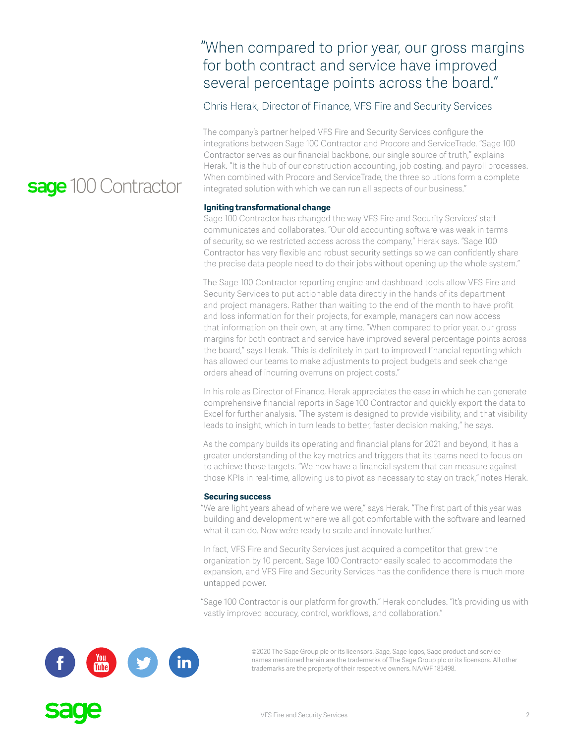> "When compared to prior year, our gross margins for both contract and service have improved several percentage points across the board."
>
> Chris Herak, Director of Finance, VFS Fire and Security Services

sage 100 Contractor

The company's partner helped VFS Fire and Security Services configure the integrations between Sage 100 Contractor and Procore and ServiceTrade. "Sage 100 Contractor serves as our financial backbone, our single source of truth," explains Herak. "It is the hub of our construction accounting, job costing, and payroll processes. When combined with Procore and ServiceTrade, the three solutions form a complete integrated solution with which we can run all aspects of our business."

### Igniting transformational change

Sage 100 Contractor has changed the way VFS Fire and Security Services' staff communicates and collaborates. "Our old accounting software was weak in terms of security, so we restricted access across the company," Herak says. "Sage 100 Contractor has very flexible and robust security settings so we can confidently share the precise data people need to do their jobs without opening up the whole system."

The Sage 100 Contractor reporting engine and dashboard tools allow VFS Fire and Security Services to put actionable data directly in the hands of its department and project managers. Rather than waiting to the end of the month to have profit and loss information for their projects, for example, managers can now access that information on their own, at any time. "When compared to prior year, our gross margins for both contract and service have improved several percentage points across the board," says Herak. "This is definitely in part to improved financial reporting which has allowed our teams to make adjustments to project budgets and seek change orders ahead of incurring overruns on project costs."

In his role as Director of Finance, Herak appreciates the ease in which he can generate comprehensive financial reports in Sage 100 Contractor and quickly export the data to Excel for further analysis. "The system is designed to provide visibility, and that visibility leads to insight, which in turn leads to better, faster decision making," he says.

As the company builds its operating and financial plans for 2021 and beyond, it has a greater understanding of the key metrics and triggers that its teams need to focus on to achieve those targets. "We now have a financial system that can measure against those KPIs in real-time, allowing us to pivot as necessary to stay on track," notes Herak.

### Securing success

"We are light years ahead of where we were," says Herak. "The first part of this year was building and development where we all got comfortable with the software and learned what it can do. Now we're ready to scale and innovate further."

In fact, VFS Fire and Security Services just acquired a competitor that grew the organization by 10 percent. Sage 100 Contractor easily scaled to accommodate the expansion, and VFS Fire and Security Services has the confidence there is much more untapped power.

"Sage 100 Contractor is our platform for growth," Herak concludes. "It's providing us with vastly improved accuracy, control, workflows, and collaboration."

©2020 The Sage Group plc or its licensors. Sage, Sage logos, Sage product and service names mentioned herein are the trademarks of The Sage Group plc or its licensors. All other trademarks are the property of their respective owners. NA/WF 183498.